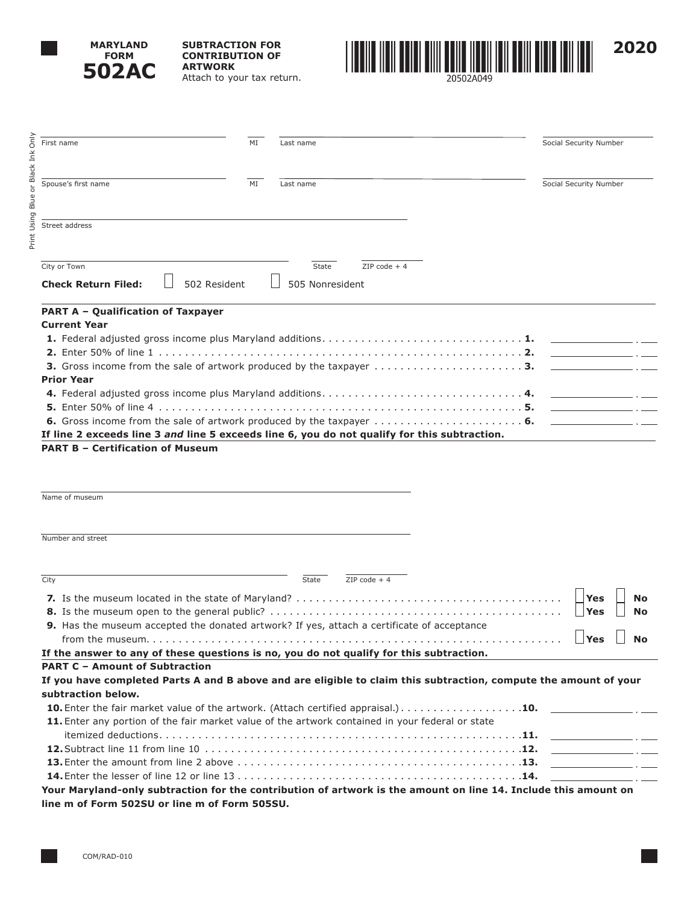# MARYLAND FORM 502AC

**SUBTRACTION FOR CONTRIBUTION OF ARTWORK**

Attach to your tax return.

20502A049

**2020**

Print Using Blue or Black Ink Only

First name ______ MI ______ Last name ______ Social Security Number ______

Spouse's first name ______ MI ______ Last name ______ Social Security Number ______

Street address ______

City or Town ______ State ______ ZIP code + 4 ______

**Check Return Filed:** ☐ 502 Resident ☐ 505 Nonresident

## PART A – Qualification of Taxpayer

**Current Year**

1. Federal adjusted gross income plus Maryland additions . . . . . . . . **1.** ______
2. Enter 50% of line 1 . . . . . . . . **2.** ______
3. Gross income from the sale of artwork produced by the taxpayer . . . . . . . . **3.** ______

**Prior Year**

4. Federal adjusted gross income plus Maryland additions . . . . . . . . **4.** ______
5. Enter 50% of line 4 . . . . . . . . **5.** ______
6. Gross income from the sale of artwork produced by the taxpayer . . . . . . . . **6.** ______

**If line 2 exceeds line 3 *and* line 5 exceeds line 6, you do not qualify for this subtraction.**

## PART B – Certification of Museum

Name of museum ______

Number and street ______

City ______ State ______ ZIP code + 4 ______

7. Is the museum located in the state of Maryland? . . . . . . . . ☐ **Yes** ☐ **No**
8. Is the museum open to the general public? . . . . . . . . ☐ **Yes** ☐ **No**
9. Has the museum accepted the donated artwork? If yes, attach a certificate of acceptance from the museum. . . . . . . . . ☐ **Yes** ☐ **No**

**If the answer to any of these questions is no, you do not qualify for this subtraction.**

## PART C – Amount of Subtraction

**If you have completed Parts A and B above and are eligible to claim this subtraction, compute the amount of your subtraction below.**

10. Enter the fair market value of the artwork. (Attach certified appraisal.) . . . . . . . . **10.** ______
11. Enter any portion of the fair market value of the artwork contained in your federal or state itemized deductions . . . . . . . . **11.** ______
12. Subtract line 11 from line 10 . . . . . . . . **12.** ______
13. Enter the amount from line 2 above . . . . . . . . **13.** ______
14. Enter the lesser of line 12 or line 13 . . . . . . . . **14.** ______

**Your Maryland-only subtraction for the contribution of artwork is the amount on line 14. Include this amount on line m of Form 502SU or line m of Form 505SU.**

COM/RAD-010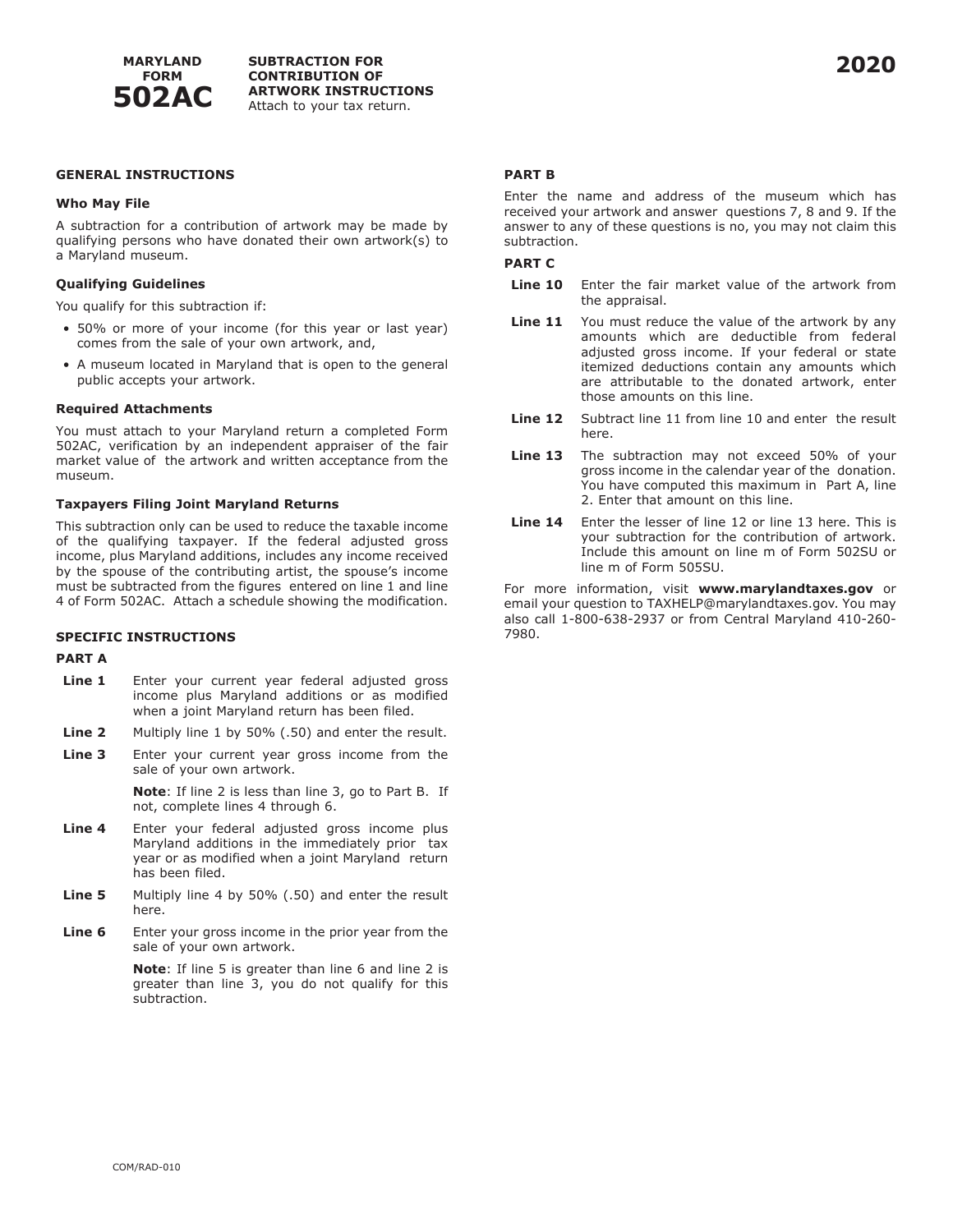**MARYLAND FORM 502AC**

**SUBTRACTION FOR CONTRIBUTION OF ARTWORK INSTRUCTIONS**
Attach to your tax return.

**2020**

## GENERAL INSTRUCTIONS

### Who May File

A subtraction for a contribution of artwork may be made by qualifying persons who have donated their own artwork(s) to a Maryland museum.

### Qualifying Guidelines

You qualify for this subtraction if:

- 50% or more of your income (for this year or last year) comes from the sale of your own artwork, and,
- A museum located in Maryland that is open to the general public accepts your artwork.

### Required Attachments

You must attach to your Maryland return a completed Form 502AC, verification by an independent appraiser of the fair market value of the artwork and written acceptance from the museum.

### Taxpayers Filing Joint Maryland Returns

This subtraction only can be used to reduce the taxable income of the qualifying taxpayer. If the federal adjusted gross income, plus Maryland additions, includes any income received by the spouse of the contributing artist, the spouse's income must be subtracted from the figures entered on line 1 and line 4 of Form 502AC. Attach a schedule showing the modification.

## SPECIFIC INSTRUCTIONS

### PART A

**Line 1** Enter your current year federal adjusted gross income plus Maryland additions or as modified when a joint Maryland return has been filed.

**Line 2** Multiply line 1 by 50% (.50) and enter the result.

**Line 3** Enter your current year gross income from the sale of your own artwork.

**Note**: If line 2 is less than line 3, go to Part B. If not, complete lines 4 through 6.

**Line 4** Enter your federal adjusted gross income plus Maryland additions in the immediately prior tax year or as modified when a joint Maryland return has been filed.

**Line 5** Multiply line 4 by 50% (.50) and enter the result here.

**Line 6** Enter your gross income in the prior year from the sale of your own artwork.

**Note**: If line 5 is greater than line 6 and line 2 is greater than line 3, you do not qualify for this subtraction.

### PART B

Enter the name and address of the museum which has received your artwork and answer questions 7, 8 and 9. If the answer to any of these questions is no, you may not claim this subtraction.

### PART C

**Line 10** Enter the fair market value of the artwork from the appraisal.

**Line 11** You must reduce the value of the artwork by any amounts which are deductible from federal adjusted gross income. If your federal or state itemized deductions contain any amounts which are attributable to the donated artwork, enter those amounts on this line.

**Line 12** Subtract line 11 from line 10 and enter the result here.

**Line 13** The subtraction may not exceed 50% of your gross income in the calendar year of the donation. You have computed this maximum in Part A, line 2. Enter that amount on this line.

**Line 14** Enter the lesser of line 12 or line 13 here. This is your subtraction for the contribution of artwork. Include this amount on line m of Form 502SU or line m of Form 505SU.

For more information, visit **www.marylandtaxes.gov** or email your question to TAXHELP@marylandtaxes.gov. You may also call 1-800-638-2937 or from Central Maryland 410-260-7980.

COM/RAD-010